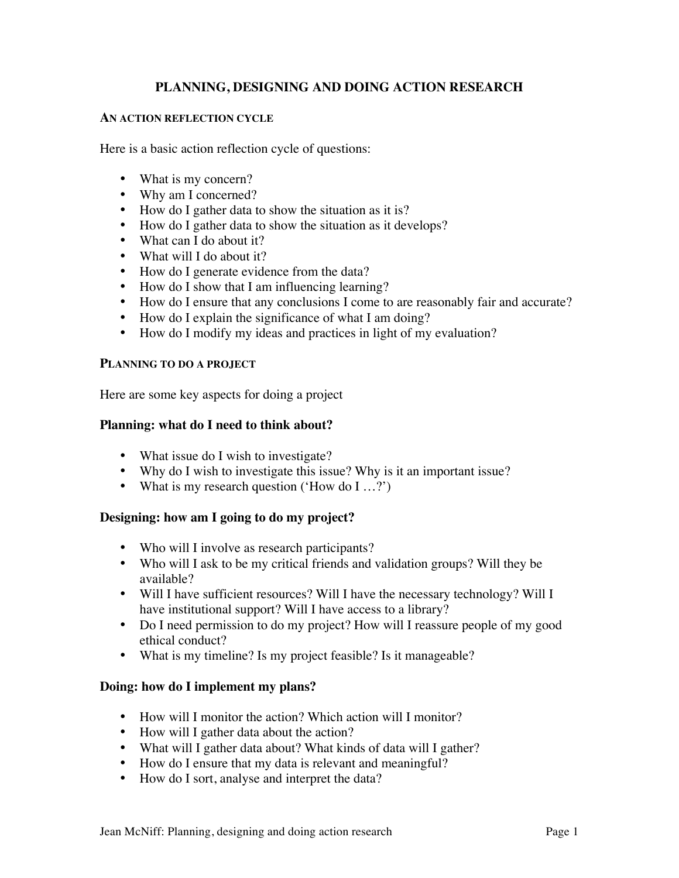# PLANNING, DESIGNING AND DOING ACTION RESEARCH

## AN ACTION REFLECTION CYCLE

Here is a basic action reflection cycle of questions:

- What is my concern?
- Why am I concerned?
- How do I gather data to show the situation as it is?
- How do I gather data to show the situation as it develops?
- What can I do about it?
- What will I do about it?
- How do I generate evidence from the data?
- How do I show that I am influencing learning?
- How do I ensure that any conclusions I come to are reasonably fair and accurate?
- How do I explain the significance of what I am doing?
- How do I modify my ideas and practices in light of my evaluation?

## PLANNING TO DO A PROJECT

Here are some key aspects for doing a project

### Planning: what do I need to think about?

- What issue do I wish to investigate?
- Why do I wish to investigate this issue? Why is it an important issue?
- What is my research question ('How do I …?')

### Designing: how am I going to do my project?

- Who will I involve as research participants?
- Who will I ask to be my critical friends and validation groups? Will they be available?
- Will I have sufficient resources? Will I have the necessary technology? Will I have institutional support? Will I have access to a library?
- Do I need permission to do my project? How will I reassure people of my good ethical conduct?
- What is my timeline? Is my project feasible? Is it manageable?

### Doing: how do I implement my plans?

- How will I monitor the action? Which action will I monitor?
- How will I gather data about the action?
- What will I gather data about? What kinds of data will I gather?
- How do I ensure that my data is relevant and meaningful?
- How do I sort, analyse and interpret the data?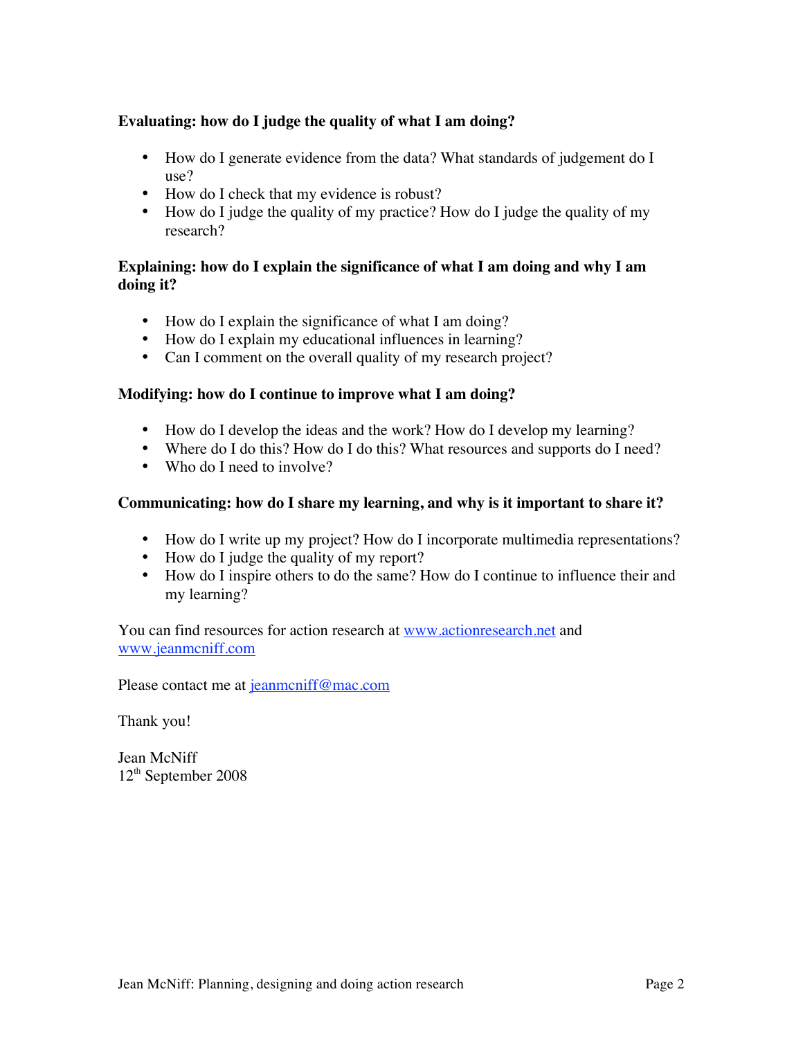**Evaluating: how do I judge the quality of what I am doing?**

- How do I generate evidence from the data? What standards of judgement do I use?
- How do I check that my evidence is robust?
- How do I judge the quality of my practice? How do I judge the quality of my research?

**Explaining: how do I explain the significance of what I am doing and why I am doing it?**

- How do I explain the significance of what I am doing?
- How do I explain my educational influences in learning?
- Can I comment on the overall quality of my research project?

**Modifying: how do I continue to improve what I am doing?**

- How do I develop the ideas and the work? How do I develop my learning?
- Where do I do this? How do I do this? What resources and supports do I need?
- Who do I need to involve?

**Communicating: how do I share my learning, and why is it important to share it?**

- How do I write up my project? How do I incorporate multimedia representations?
- How do I judge the quality of my report?
- How do I inspire others to do the same? How do I continue to influence their and my learning?

You can find resources for action research at www.actionresearch.net and www.jeanmcniff.com

Please contact me at jeanmcniff@mac.com

Thank you!

Jean McNiff
12th September 2008